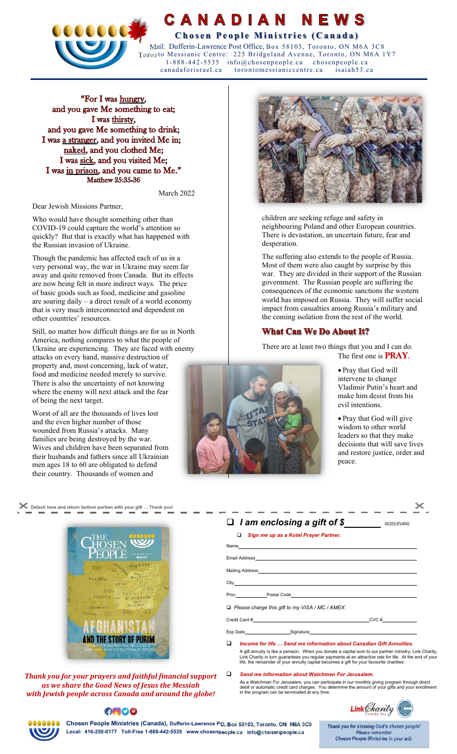# CANADIAN NEWS

**Chosen People Ministries (Canada)**

Mail: Dufferin-Lawrence Post Office, Box 58103, Toronto, ON M6A 3C8
Toronto Messianic Centre: 225 Bridgeland Avenue, Toronto, ON M6A 1Y7
1-888-442-5535 info@chosenpeople.ca chosenpeople.ca
canadaforisrael.ca torontomessianiccentre.ca isaiah53.ca

"For I was hungry,
and you gave Me something to eat;
I was thirsty,
and you gave Me something to drink;
I was a stranger, and you invited Me in;
naked, and you clothed Me;
I was sick, and you visited Me;
I was in prison, and you came to Me."
Matthew 25:35-36

March 2022

Dear Jewish Missions Partner,

Who would have thought something other than COVID-19 could capture the world's attention so quickly? But that is exactly what has happened with the Russian invasion of Ukraine.

Though the pandemic has affected each of us in a very personal way, the war in Ukraine may seem far away and quite removed from Canada. But its effects are now being felt in more indirect ways. The price of basic goods such as food, medicine and gasoline are soaring daily – a direct result of a world economy that is very much interconnected and dependent on other countries' resources.

Still, no matter how difficult things are for us in North America, nothing compares to what the people of Ukraine are experiencing. They are faced with enemy attacks on every hand, massive destruction of property and, most concerning, lack of water, food and medicine needed merely to survive. There is also the uncertainty of not knowing where the enemy will next attack and the fear of being the next target.

Worst of all are the thousands of lives lost and the even higher number of those wounded from Russia's attacks. Many families are being destroyed by the war. Wives and children have been separated from their husbands and fathers since all Ukrainian men ages 18 to 60 are obligated to defend their country. Thousands of women and children are seeking refuge and safety in neighbouring Poland and other European countries. There is devastation, an uncertain future, fear and desperation.

The suffering also extends to the people of Russia. Most of them were also caught by surprise by this war. They are divided in their support of the Russian government. The Russian people are suffering the consequences of the economic sanctions the western world has imposed on Russia. They will suffer social impact from casualties among Russia's military and the coming isolation from the rest of the world.

## What Can We Do About It?

There are at least two things that you and I can do. The first one is **PRAY**.

- Pray that God will intervene to change Vladimir Putin's heart and make him desist from his evil intentions.
- Pray that God will give wisdom to other world leaders so that they make decisions that will save lives and restore justice, order and peace.

---

Detach here and return bottom portion with your gift … Thank you!

THE CHOSEN PEOPLE — AFGHANISTAN AND THE STORY OF PURIM

*Thank you for your prayers and faithful financial support as we share the Good News of Jesus the Messiah with Jewish people across Canada and around the globe!*

❑ ***I am enclosing a gift of $________*** N2203-EVANG

❑ *Sign me up as a Kotel Prayer Partner.*

Name ____________________

Email Address ____________________

Mailing Address ____________________

City ____________________

Prov ________ Postal Code ____________________

❑ *Please charge this gift to my VISA / MC / AMEX:*

Credit Card # ____________________ CVC # ________

Exp Date ____________ Signature ____________________

❑ *Income for life … Send me information about Canadian Gift Annuities.*

A gift annuity is like a pension. When you donate a capital sum to our partner ministry, Link Charity, Link Charity in turn guarantees you regular payments at an attractive rate for life. At the end of your life, the remainder of your annuity capital becomes a gift for your favourite charities.

❑ *Send me information about Watchmen For Jerusalem.*

As a *Watchman For Jerusalem*, you can participate in our monthly giving program through direct debit or automatic credit card charges. You determine the amount of your gifts and your enrollment in the program can be terminated at any time.

Link Charity Canada Inc.

**Chosen People Ministries (Canada)**, Dufferin-Lawrence PO, Box 58103, Toronto, ON M6A 3C8
Local: 416-250-0177 Toll-Free 1-888-442-5535 www.chosenpeople.ca info@chosenpeople.ca

*Thank you for blessing God's chosen people! Please remember Chosen People Ministries in your will.*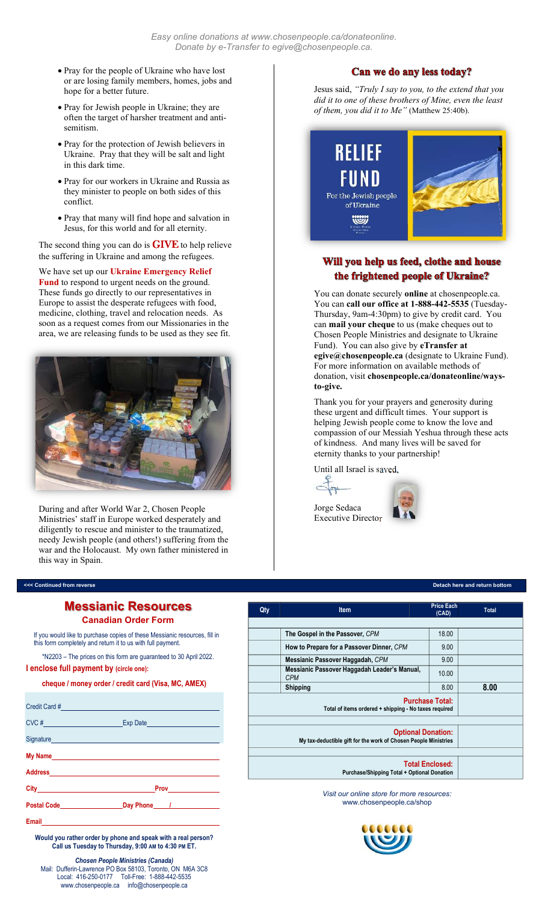*Easy online donations at www.chosenpeople.ca/donateonline.*
*Donate by e-Transfer to egive@chosenpeople.ca.*

- Pray for the people of Ukraine who have lost or are losing family members, homes, jobs and hope for a better future.
- Pray for Jewish people in Ukraine; they are often the target of harsher treatment and anti-semitism.
- Pray for the protection of Jewish believers in Ukraine. Pray that they will be salt and light in this dark time.
- Pray for our workers in Ukraine and Russia as they minister to people on both sides of this conflict.
- Pray that many will find hope and salvation in Jesus, for this world and for all eternity.

The second thing you can do is **GIVE** to help relieve the suffering in Ukraine and among the refugees.

We have set up our **Ukraine Emergency Relief Fund** to respond to urgent needs on the ground. These funds go directly to our representatives in Europe to assist the desperate refugees with food, medicine, clothing, travel and relocation needs. As soon as a request comes from our Missionaries in the area, we are releasing funds to be used as they see fit.

During and after World War 2, Chosen People Ministries' staff in Europe worked desperately and diligently to rescue and minister to the traumatized, needy Jewish people (and others!) suffering from the war and the Holocaust. My own father ministered in this way in Spain.

## Can we do any less today?

Jesus said, *"Truly I say to you, to the extent that you did it to one of these brothers of Mine, even the least of them, you did it to Me"* (Matthew 25:40b).

RELIEF FUND
For the Jewish people of Ukraine

## Will you help us feed, clothe and house the frightened people of Ukraine?

You can donate securely **online** at chosenpeople.ca. You can **call our office at 1-888-442-5535** (Tuesday-Thursday, 9am-4:30pm) to give by credit card. You can **mail your cheque** to us (make cheques out to Chosen People Ministries and designate to Ukraine Fund). You can also give by **eTransfer at egive@chosenpeople.ca** (designate to Ukraine Fund). For more information on available methods of donation, visit **chosenpeople.ca/donateonline/ways-to-give.**

Thank you for your prayers and generosity during these urgent and difficult times. Your support is helping Jewish people come to know the love and compassion of our Messiah Yeshua through these acts of kindness. And many lives will be saved for eternity thanks to your partnership!

Until all Israel is saved,

Jorge Sedaca
Executive Director

**<<< Continued from reverse** — **Detach here and return bottom**

## Messianic Resources
### Canadian Order Form

If you would like to purchase copies of these Messianic resources, fill in this form completely and return it to us with full payment.

*N2203 – The prices on this form are guaranteed to 30 April 2022.

**I enclose full payment by (circle one):**

**cheque / money order / credit card (Visa, MC, AMEX)**

Credit Card # ____________________

CVC # __________ Exp Date __________

Signature ____________________

**My Name** ____________________

**Address** ____________________

**City** __________ **Prov** __________

**Postal Code** __________ **Day Phone** ___ / ______

**Email** ____________________

**Would you rather order by phone and speak with a real person? Call us Tuesday to Thursday, 9:00 AM to 4:30 PM ET.**

***Chosen People Ministries (Canada)***
Mail: Dufferin-Lawrence PO Box 58103, Toronto, ON M6A 3C8
Local: 416-250-0177 Toll-Free: 1-888-442-5535
www.chosenpeople.ca info@chosenpeople.ca

| Qty | Item | Price Each (CAD) | Total |
|---|---|---|---|
| | The Gospel in the Passover, *CPM* | 18.00 | |
| | How to Prepare for a Passover Dinner, *CPM* | 9.00 | |
| | Messianic Passover Haggadah, *CPM* | 9.00 | |
| | Messianic Passover Haggadah Leader's Manual, *CPM* | 10.00 | |
| | Shipping | 8.00 | 8.00 |
| **Purchase Total:** Total of items ordered + shipping - No taxes required | | | |
| **Optional Donation:** My tax-deductible gift for the work of Chosen People Ministries | | | |
| **Total Enclosed:** Purchase/Shipping Total + Optional Donation | | | |

*Visit our online store for more resources:*
www.chosenpeople.ca/shop